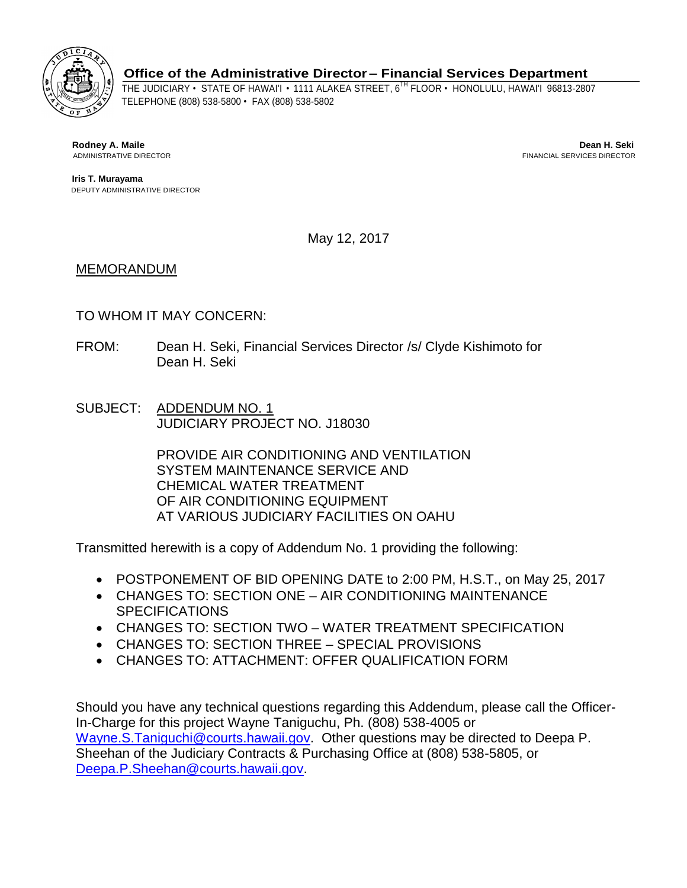**Office of the Administrative Director – Financial Services Department**

THE JUDICIARY • STATE OF HAWAI'I • 1111 ALAKEA STREET, 6TH FLOOR • HONOLULU, HAWAI'I 96813-2807
TELEPHONE (808) 538-5800 • FAX (808) 538-5802

**Rodney A. Maile**
ADMINISTRATIVE DIRECTOR

**Iris T. Murayama**
DEPUTY ADMINISTRATIVE DIRECTOR

**Dean H. Seki**
FINANCIAL SERVICES DIRECTOR

May 12, 2017

MEMORANDUM

TO WHOM IT MAY CONCERN:

FROM: Dean H. Seki, Financial Services Director /s/ Clyde Kishimoto for Dean H. Seki

SUBJECT: ADDENDUM NO. 1
JUDICIARY PROJECT NO. J18030

PROVIDE AIR CONDITIONING AND VENTILATION SYSTEM MAINTENANCE SERVICE AND CHEMICAL WATER TREATMENT OF AIR CONDITIONING EQUIPMENT AT VARIOUS JUDICIARY FACILITIES ON OAHU

Transmitted herewith is a copy of Addendum No. 1 providing the following:

- POSTPONEMENT OF BID OPENING DATE to 2:00 PM, H.S.T., on May 25, 2017
- CHANGES TO: SECTION ONE – AIR CONDITIONING MAINTENANCE SPECIFICATIONS
- CHANGES TO: SECTION TWO – WATER TREATMENT SPECIFICATION
- CHANGES TO: SECTION THREE – SPECIAL PROVISIONS
- CHANGES TO: ATTACHMENT: OFFER QUALIFICATION FORM

Should you have any technical questions regarding this Addendum, please call the Officer-In-Charge for this project Wayne Taniguchu, Ph. (808) 538-4005 or Wayne.S.Taniguchi@courts.hawaii.gov. Other questions may be directed to Deepa P. Sheehan of the Judiciary Contracts & Purchasing Office at (808) 538-5805, or Deepa.P.Sheehan@courts.hawaii.gov.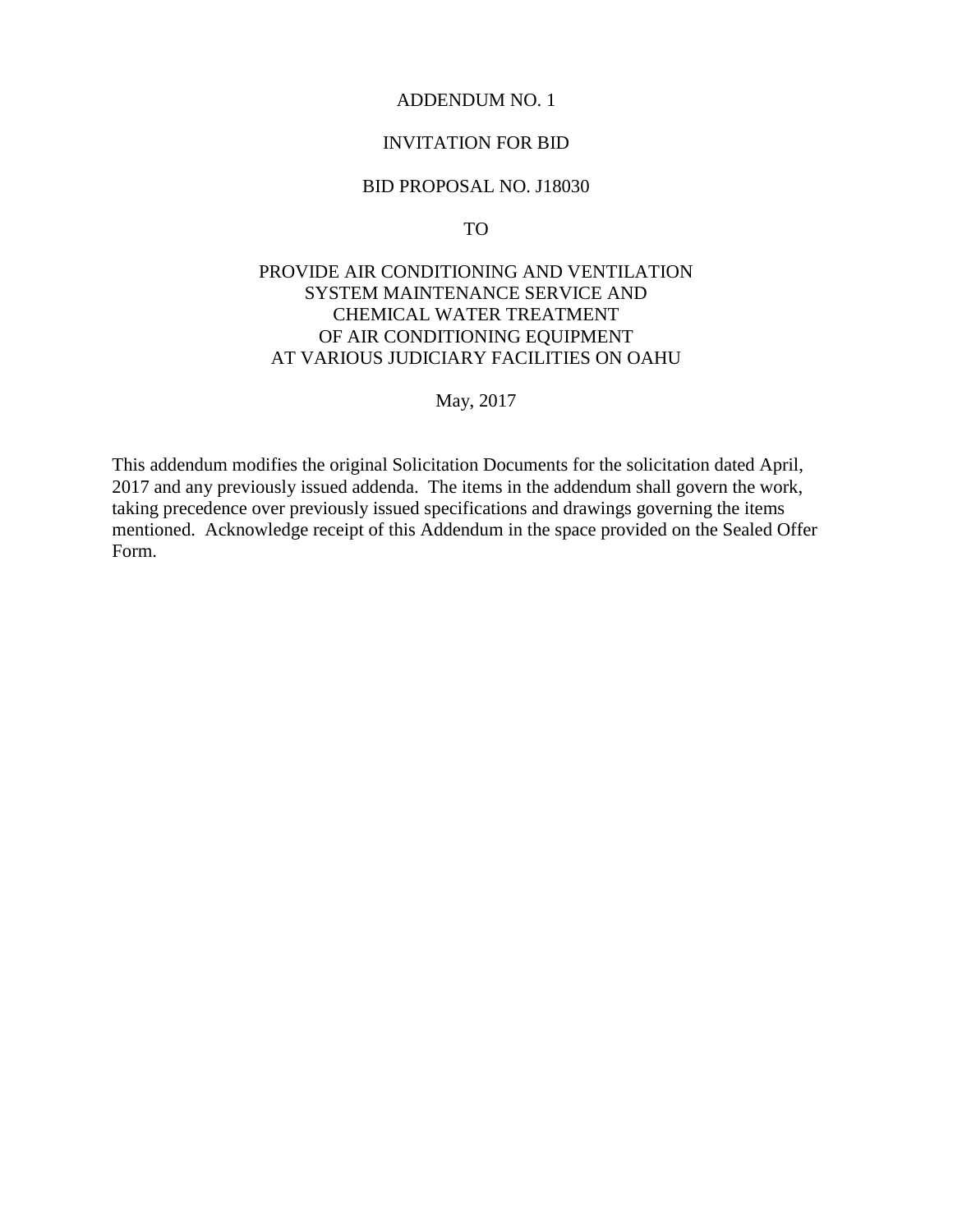ADDENDUM NO. 1

INVITATION FOR BID

BID PROPOSAL NO. J18030

TO

PROVIDE AIR CONDITIONING AND VENTILATION SYSTEM MAINTENANCE SERVICE AND CHEMICAL WATER TREATMENT OF AIR CONDITIONING EQUIPMENT AT VARIOUS JUDICIARY FACILITIES ON OAHU

May, 2017

This addendum modifies the original Solicitation Documents for the solicitation dated April, 2017 and any previously issued addenda. The items in the addendum shall govern the work, taking precedence over previously issued specifications and drawings governing the items mentioned. Acknowledge receipt of this Addendum in the space provided on the Sealed Offer Form.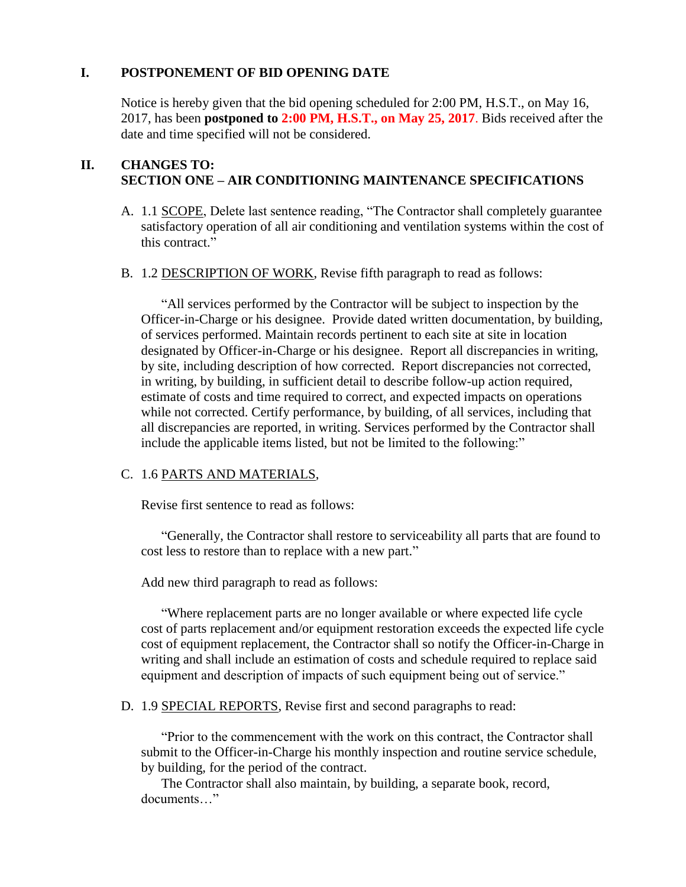## I. POSTPONEMENT OF BID OPENING DATE

Notice is hereby given that the bid opening scheduled for 2:00 PM, H.S.T., on May 16, 2017, has been **postponed to 2:00 PM, H.S.T., on May 25, 2017**. Bids received after the date and time specified will not be considered.

## II. CHANGES TO: SECTION ONE – AIR CONDITIONING MAINTENANCE SPECIFICATIONS

A. 1.1 SCOPE, Delete last sentence reading, "The Contractor shall completely guarantee satisfactory operation of all air conditioning and ventilation systems within the cost of this contract."

B. 1.2 DESCRIPTION OF WORK, Revise fifth paragraph to read as follows:

"All services performed by the Contractor will be subject to inspection by the Officer-in-Charge or his designee. Provide dated written documentation, by building, of services performed. Maintain records pertinent to each site at site in location designated by Officer-in-Charge or his designee. Report all discrepancies in writing, by site, including description of how corrected. Report discrepancies not corrected, in writing, by building, in sufficient detail to describe follow-up action required, estimate of costs and time required to correct, and expected impacts on operations while not corrected. Certify performance, by building, of all services, including that all discrepancies are reported, in writing. Services performed by the Contractor shall include the applicable items listed, but not be limited to the following:"

C. 1.6 PARTS AND MATERIALS,

Revise first sentence to read as follows:

"Generally, the Contractor shall restore to serviceability all parts that are found to cost less to restore than to replace with a new part."

Add new third paragraph to read as follows:

"Where replacement parts are no longer available or where expected life cycle cost of parts replacement and/or equipment restoration exceeds the expected life cycle cost of equipment replacement, the Contractor shall so notify the Officer-in-Charge in writing and shall include an estimation of costs and schedule required to replace said equipment and description of impacts of such equipment being out of service."

D. 1.9 SPECIAL REPORTS, Revise first and second paragraphs to read:

"Prior to the commencement with the work on this contract, the Contractor shall submit to the Officer-in-Charge his monthly inspection and routine service schedule, by building, for the period of the contract.

The Contractor shall also maintain, by building, a separate book, record, documents…"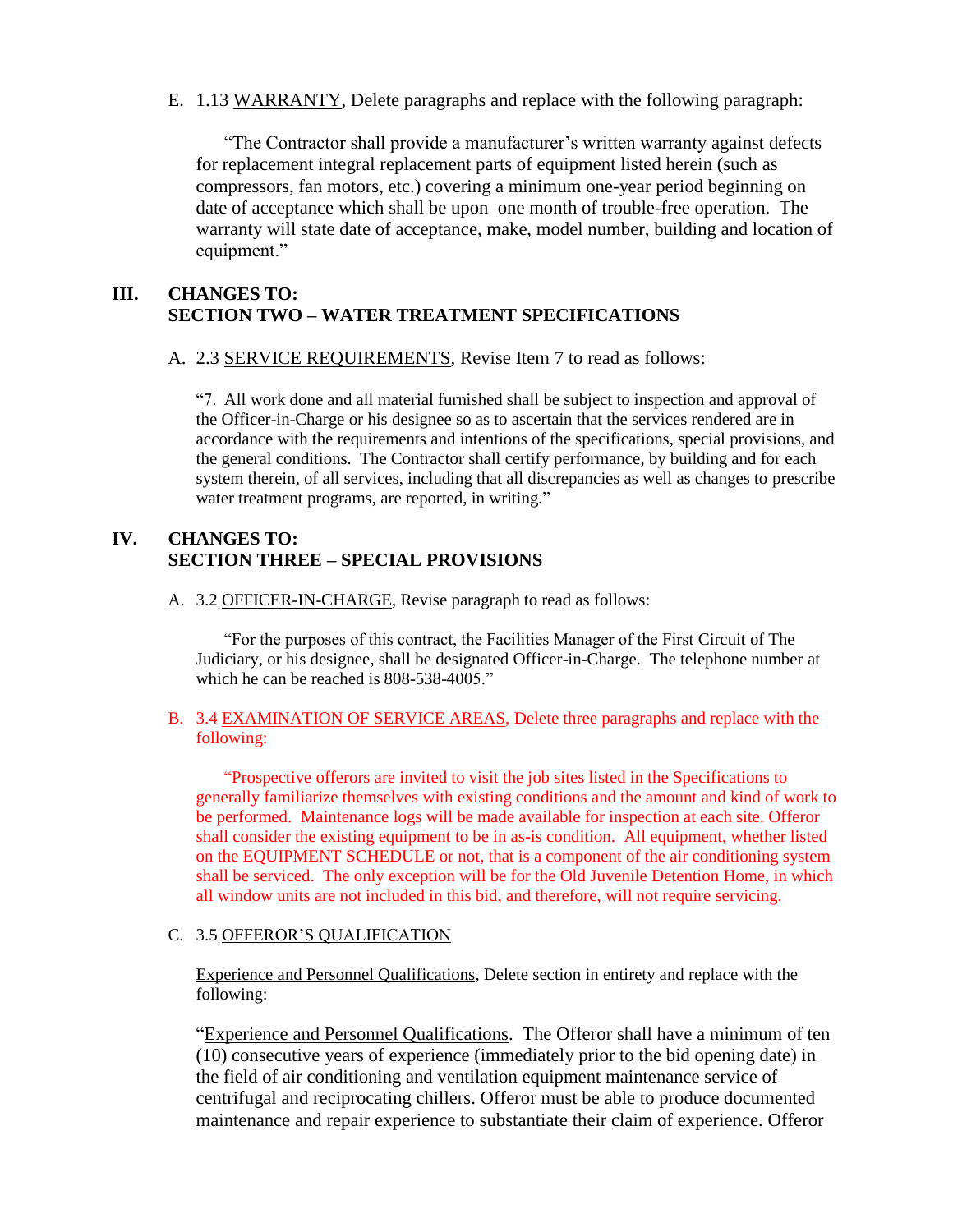E. 1.13 WARRANTY, Delete paragraphs and replace with the following paragraph:

"The Contractor shall provide a manufacturer's written warranty against defects for replacement integral replacement parts of equipment listed herein (such as compressors, fan motors, etc.) covering a minimum one-year period beginning on date of acceptance which shall be upon one month of trouble-free operation. The warranty will state date of acceptance, make, model number, building and location of equipment."

## III. CHANGES TO: SECTION TWO – WATER TREATMENT SPECIFICATIONS

A. 2.3 SERVICE REQUIREMENTS, Revise Item 7 to read as follows:

"7. All work done and all material furnished shall be subject to inspection and approval of the Officer-in-Charge or his designee so as to ascertain that the services rendered are in accordance with the requirements and intentions of the specifications, special provisions, and the general conditions. The Contractor shall certify performance, by building and for each system therein, of all services, including that all discrepancies as well as changes to prescribe water treatment programs, are reported, in writing."

## IV. CHANGES TO: SECTION THREE – SPECIAL PROVISIONS

A. 3.2 OFFICER-IN-CHARGE, Revise paragraph to read as follows:

"For the purposes of this contract, the Facilities Manager of the First Circuit of The Judiciary, or his designee, shall be designated Officer-in-Charge. The telephone number at which he can be reached is 808-538-4005."

B. 3.4 EXAMINATION OF SERVICE AREAS, Delete three paragraphs and replace with the following:

"Prospective offerors are invited to visit the job sites listed in the Specifications to generally familiarize themselves with existing conditions and the amount and kind of work to be performed. Maintenance logs will be made available for inspection at each site. Offeror shall consider the existing equipment to be in as-is condition. All equipment, whether listed on the EQUIPMENT SCHEDULE or not, that is a component of the air conditioning system shall be serviced. The only exception will be for the Old Juvenile Detention Home, in which all window units are not included in this bid, and therefore, will not require servicing.

C. 3.5 OFFEROR'S QUALIFICATION

Experience and Personnel Qualifications, Delete section in entirety and replace with the following:

"Experience and Personnel Qualifications. The Offeror shall have a minimum of ten (10) consecutive years of experience (immediately prior to the bid opening date) in the field of air conditioning and ventilation equipment maintenance service of centrifugal and reciprocating chillers. Offeror must be able to produce documented maintenance and repair experience to substantiate their claim of experience. Offeror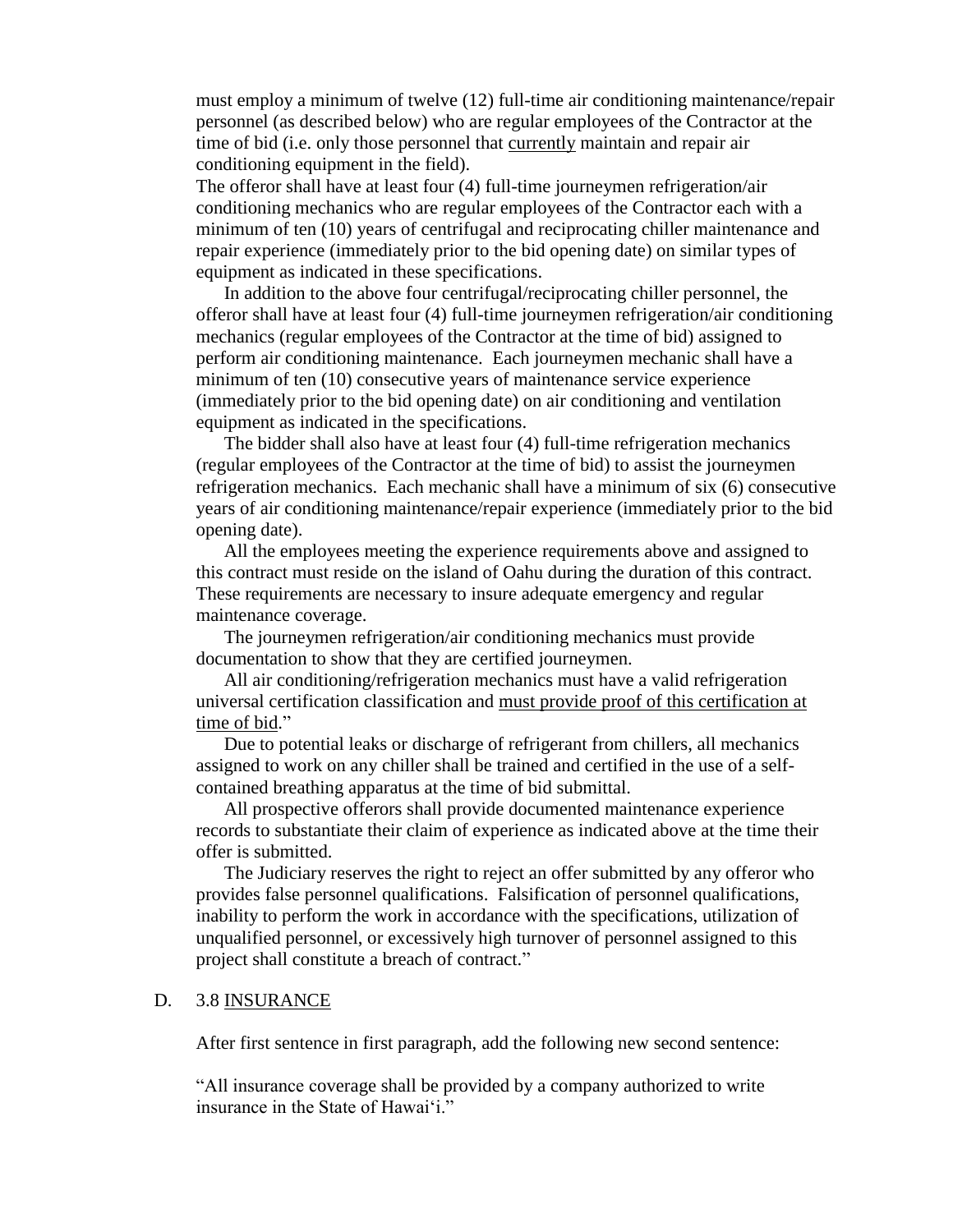must employ a minimum of twelve (12) full-time air conditioning maintenance/repair personnel (as described below) who are regular employees of the Contractor at the time of bid (i.e. only those personnel that <u>currently</u> maintain and repair air conditioning equipment in the field).

The offeror shall have at least four (4) full-time journeymen refrigeration/air conditioning mechanics who are regular employees of the Contractor each with a minimum of ten (10) years of centrifugal and reciprocating chiller maintenance and repair experience (immediately prior to the bid opening date) on similar types of equipment as indicated in these specifications.

In addition to the above four centrifugal/reciprocating chiller personnel, the offeror shall have at least four (4) full-time journeymen refrigeration/air conditioning mechanics (regular employees of the Contractor at the time of bid) assigned to perform air conditioning maintenance. Each journeymen mechanic shall have a minimum of ten (10) consecutive years of maintenance service experience (immediately prior to the bid opening date) on air conditioning and ventilation equipment as indicated in the specifications.

The bidder shall also have at least four (4) full-time refrigeration mechanics (regular employees of the Contractor at the time of bid) to assist the journeymen refrigeration mechanics. Each mechanic shall have a minimum of six (6) consecutive years of air conditioning maintenance/repair experience (immediately prior to the bid opening date).

All the employees meeting the experience requirements above and assigned to this contract must reside on the island of Oahu during the duration of this contract. These requirements are necessary to insure adequate emergency and regular maintenance coverage.

The journeymen refrigeration/air conditioning mechanics must provide documentation to show that they are certified journeymen.

All air conditioning/refrigeration mechanics must have a valid refrigeration universal certification classification and <u>must provide proof of this certification at time of bid</u>."

Due to potential leaks or discharge of refrigerant from chillers, all mechanics assigned to work on any chiller shall be trained and certified in the use of a self-contained breathing apparatus at the time of bid submittal.

All prospective offerors shall provide documented maintenance experience records to substantiate their claim of experience as indicated above at the time their offer is submitted.

The Judiciary reserves the right to reject an offer submitted by any offeror who provides false personnel qualifications. Falsification of personnel qualifications, inability to perform the work in accordance with the specifications, utilization of unqualified personnel, or excessively high turnover of personnel assigned to this project shall constitute a breach of contract."

D. 3.8 <u>INSURANCE</u>

After first sentence in first paragraph, add the following new second sentence:

"All insurance coverage shall be provided by a company authorized to write insurance in the State of Hawai'i."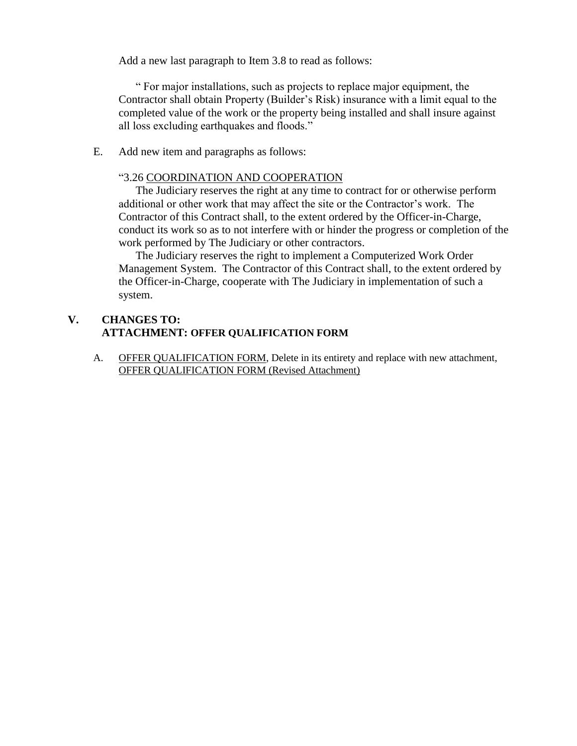Add a new last paragraph to Item 3.8 to read as follows:

" For major installations, such as projects to replace major equipment, the Contractor shall obtain Property (Builder's Risk) insurance with a limit equal to the completed value of the work or the property being installed and shall insure against all loss excluding earthquakes and floods."

E. Add new item and paragraphs as follows:

"3.26 <u>COORDINATION AND COOPERATION</u>

The Judiciary reserves the right at any time to contract for or otherwise perform additional or other work that may affect the site or the Contractor's work. The Contractor of this Contract shall, to the extent ordered by the Officer-in-Charge, conduct its work so as to not interfere with or hinder the progress or completion of the work performed by The Judiciary or other contractors.

The Judiciary reserves the right to implement a Computerized Work Order Management System. The Contractor of this Contract shall, to the extent ordered by the Officer-in-Charge, cooperate with The Judiciary in implementation of such a system.

## V. CHANGES TO: ATTACHMENT: OFFER QUALIFICATION FORM

A. <u>OFFER QUALIFICATION FORM</u>, Delete in its entirety and replace with new attachment, <u>OFFER QUALIFICATION FORM (Revised Attachment)</u>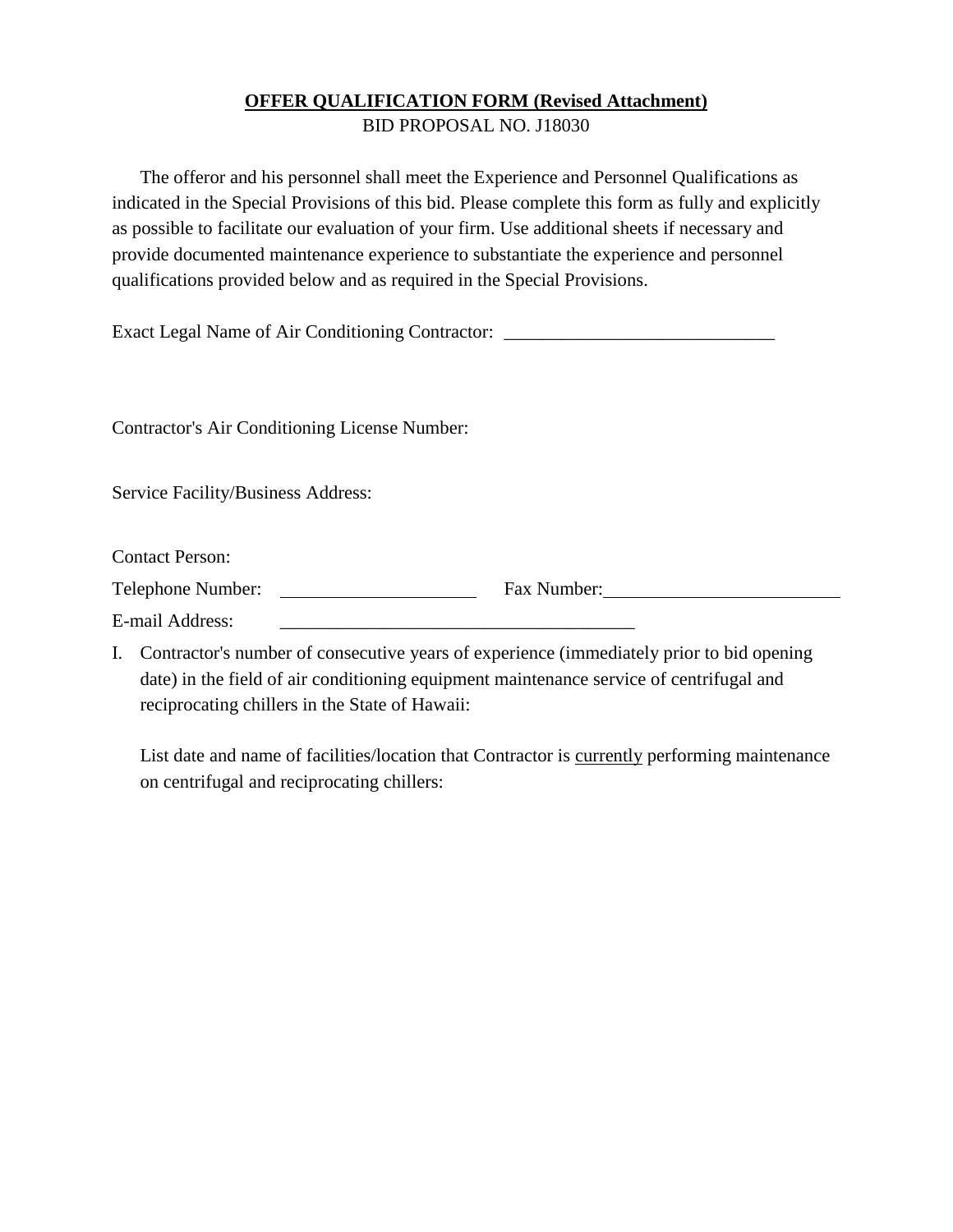**<u>OFFER QUALIFICATION FORM (Revised Attachment)</u>**

BID PROPOSAL NO. J18030

The offeror and his personnel shall meet the Experience and Personnel Qualifications as indicated in the Special Provisions of this bid. Please complete this form as fully and explicitly as possible to facilitate our evaluation of your firm. Use additional sheets if necessary and provide documented maintenance experience to substantiate the experience and personnel qualifications provided below and as required in the Special Provisions.

Exact Legal Name of Air Conditioning Contractor: _____________________________

Contractor's Air Conditioning License Number:

Service Facility/Business Address:

Contact Person:

Telephone Number: _____________________ Fax Number:_________________________

E-mail Address: ______________________________________

I. Contractor's number of consecutive years of experience (immediately prior to bid opening date) in the field of air conditioning equipment maintenance service of centrifugal and reciprocating chillers in the State of Hawaii:

   List date and name of facilities/location that Contractor is <u>currently</u> performing maintenance on centrifugal and reciprocating chillers: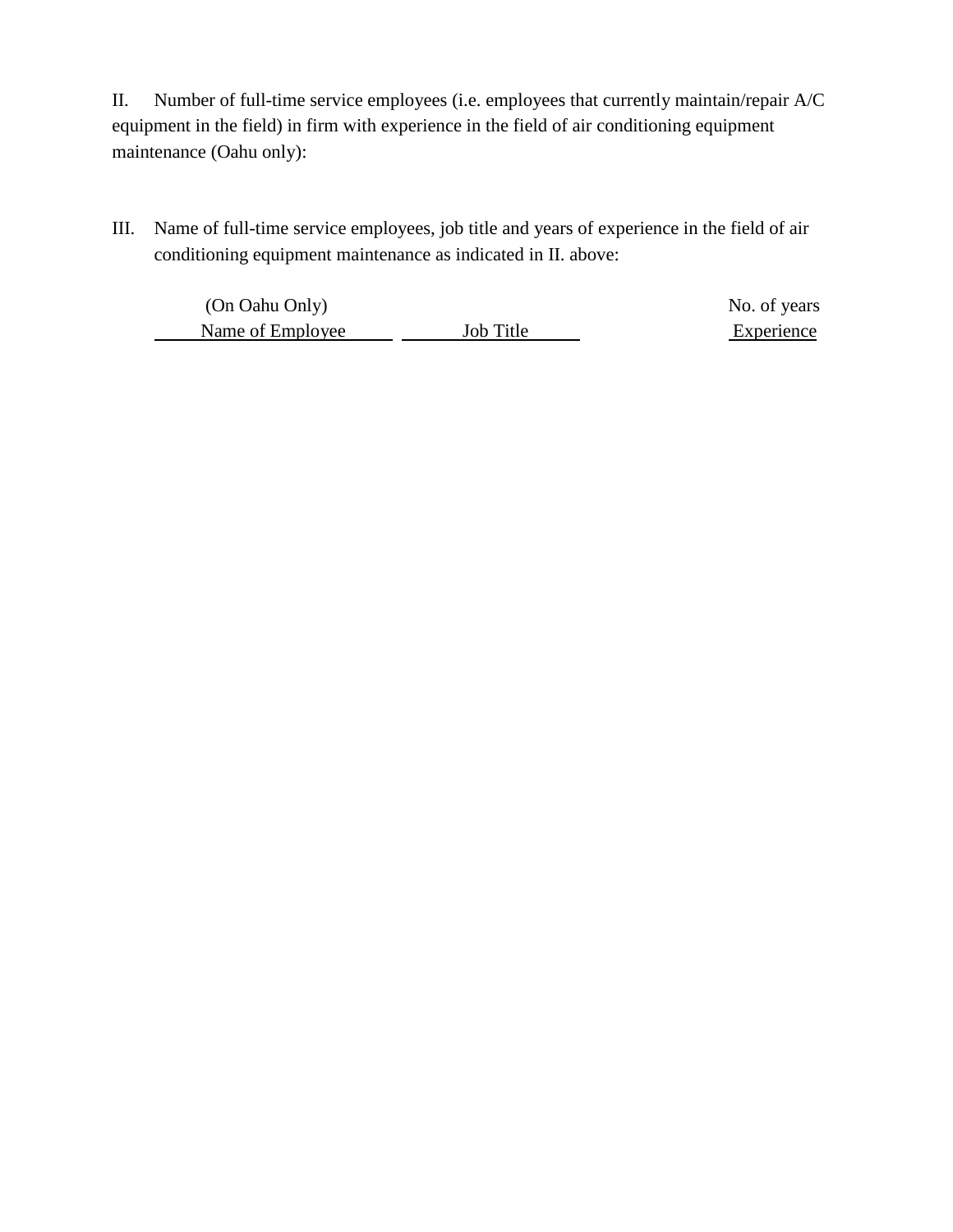II. Number of full-time service employees (i.e. employees that currently maintain/repair A/C equipment in the field) in firm with experience in the field of air conditioning equipment maintenance (Oahu only):

III. Name of full-time service employees, job title and years of experience in the field of air conditioning equipment maintenance as indicated in II. above:

| (On Oahu Only)<br>Name of Employee | Job Title | No. of years<br>Experience |
|---|---|---|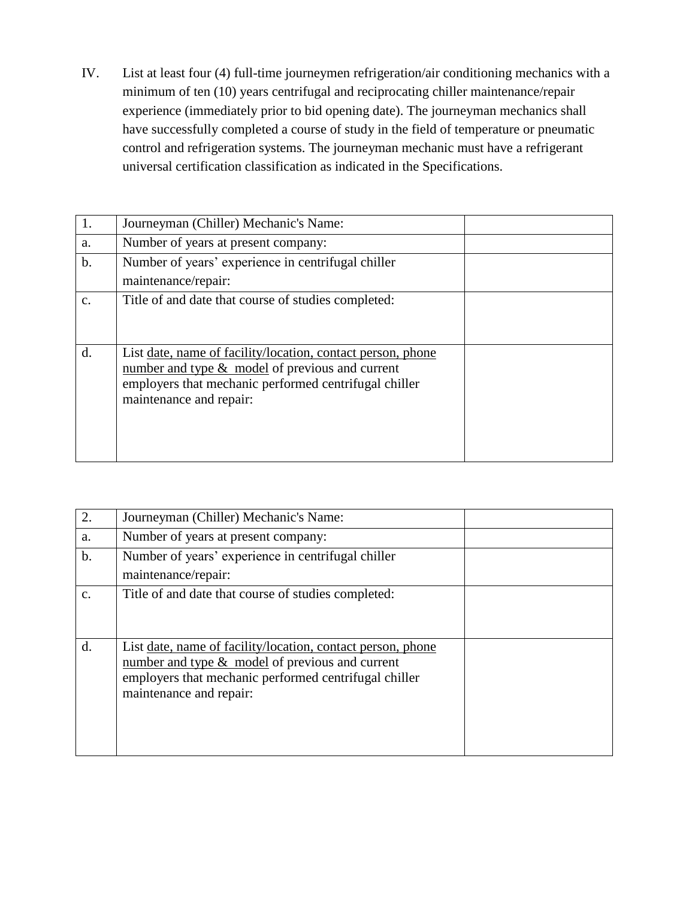IV. List at least four (4) full-time journeymen refrigeration/air conditioning mechanics with a minimum of ten (10) years centrifugal and reciprocating chiller maintenance/repair experience (immediately prior to bid opening date). The journeyman mechanics shall have successfully completed a course of study in the field of temperature or pneumatic control and refrigeration systems. The journeyman mechanic must have a refrigerant universal certification classification as indicated in the Specifications.

| 1. | Journeyman (Chiller) Mechanic's Name: | |
|---|---|---|
| a. | Number of years at present company: | |
| b. | Number of years' experience in centrifugal chiller maintenance/repair: | |
| c. | Title of and date that course of studies completed: | |
| d. | List date, name of facility/location, contact person, phone number and type & model of previous and current employers that mechanic performed centrifugal chiller maintenance and repair: | |

| 2. | Journeyman (Chiller) Mechanic's Name: | |
|---|---|---|
| a. | Number of years at present company: | |
| b. | Number of years' experience in centrifugal chiller maintenance/repair: | |
| c. | Title of and date that course of studies completed: | |
| d. | List date, name of facility/location, contact person, phone number and type & model of previous and current employers that mechanic performed centrifugal chiller maintenance and repair: | |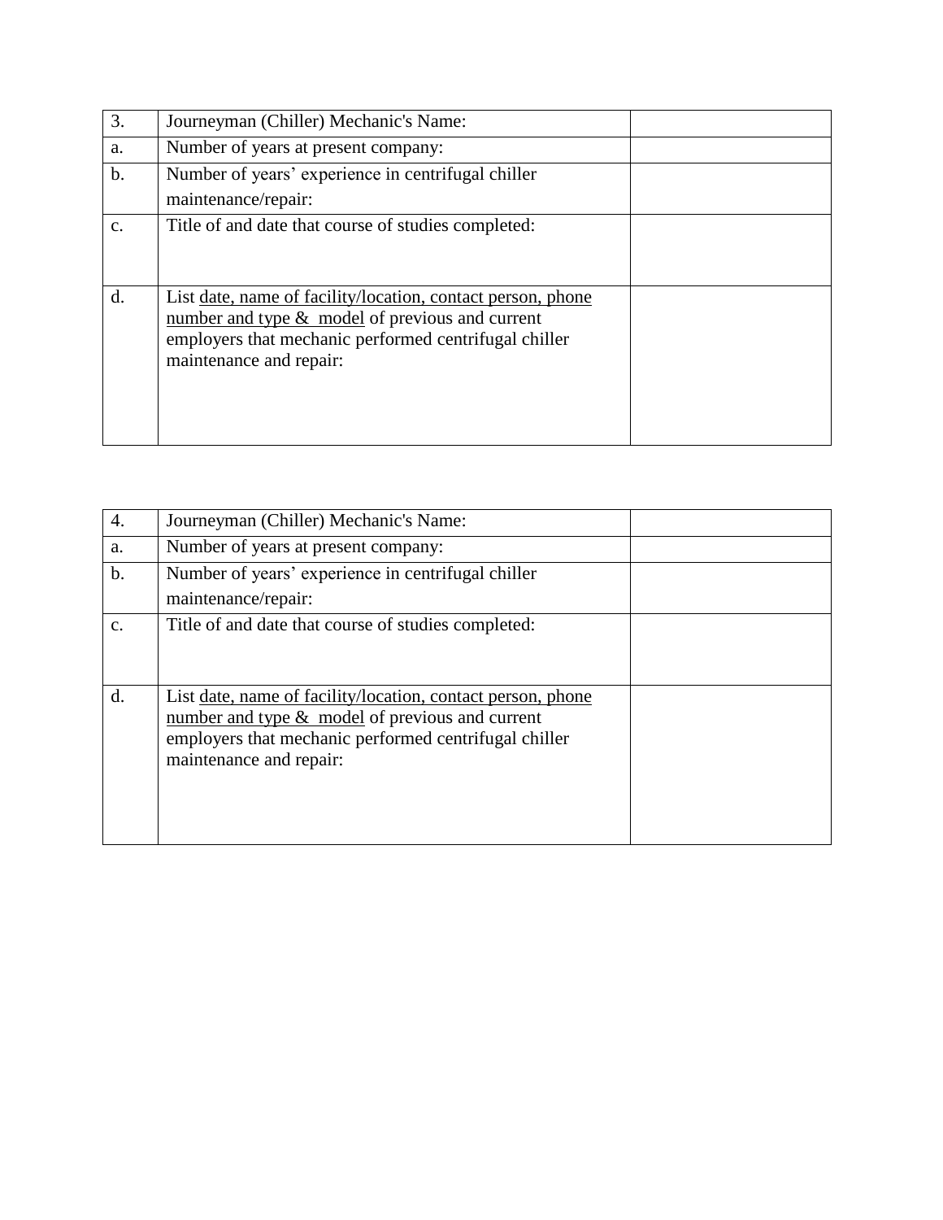| 3. | Journeyman (Chiller) Mechanic's Name: | |
|---|---|---|
| a. | Number of years at present company: | |
| b. | Number of years' experience in centrifugal chiller maintenance/repair: | |
| c. | Title of and date that course of studies completed: | |
| d. | List <u>date, name of facility/location, contact person, phone number and type & model</u> of previous and current employers that mechanic performed centrifugal chiller maintenance and repair: | |

| 4. | Journeyman (Chiller) Mechanic's Name: | |
|---|---|---|
| a. | Number of years at present company: | |
| b. | Number of years' experience in centrifugal chiller maintenance/repair: | |
| c. | Title of and date that course of studies completed: | |
| d. | List <u>date, name of facility/location, contact person, phone number and type & model</u> of previous and current employers that mechanic performed centrifugal chiller maintenance and repair: | |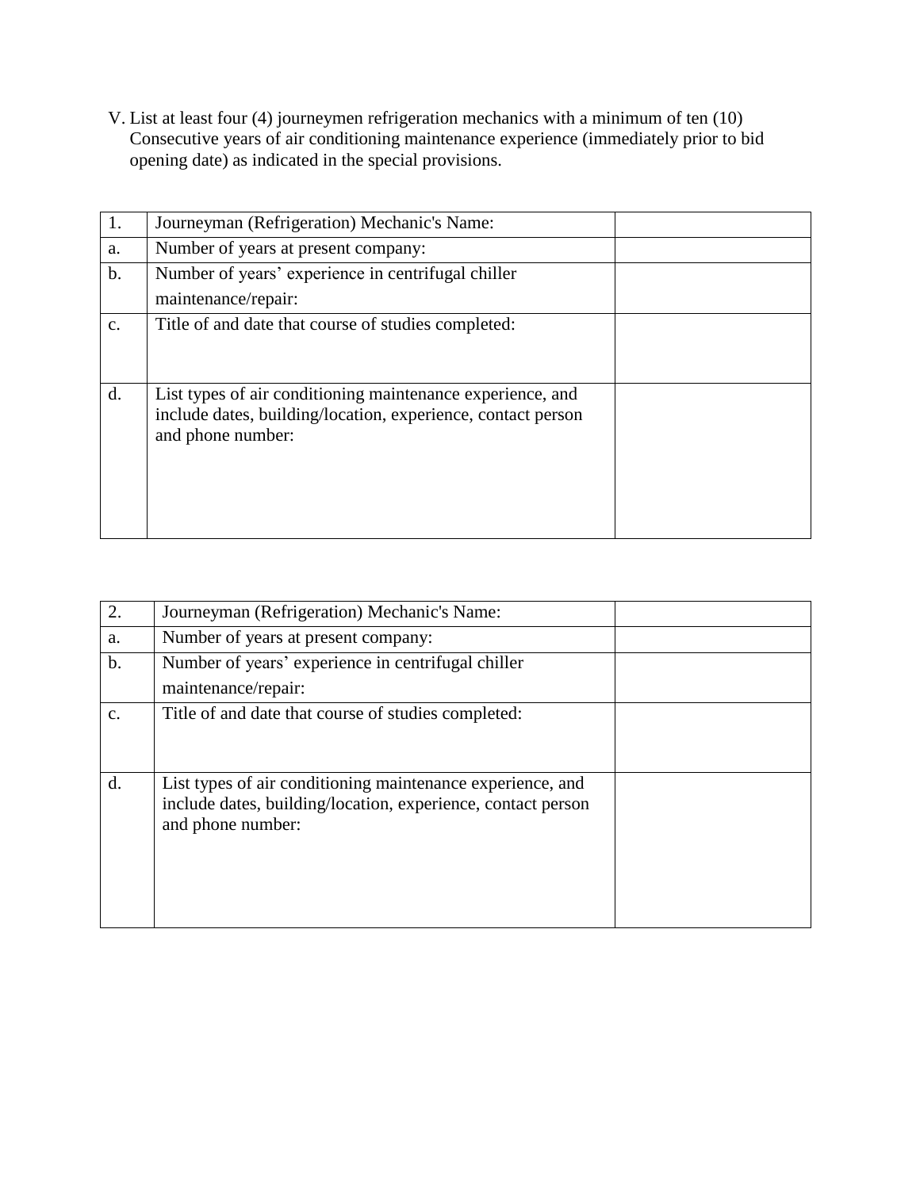V. List at least four (4) journeymen refrigeration mechanics with a minimum of ten (10) Consecutive years of air conditioning maintenance experience (immediately prior to bid opening date) as indicated in the special provisions.

| 1. | Journeyman (Refrigeration) Mechanic's Name: | |
|---|---|---|
| a. | Number of years at present company: | |
| b. | Number of years' experience in centrifugal chiller maintenance/repair: | |
| c. | Title of and date that course of studies completed: | |
| d. | List types of air conditioning maintenance experience, and include dates, building/location, experience, contact person and phone number: | |

| 2. | Journeyman (Refrigeration) Mechanic's Name: | |
|---|---|---|
| a. | Number of years at present company: | |
| b. | Number of years' experience in centrifugal chiller maintenance/repair: | |
| c. | Title of and date that course of studies completed: | |
| d. | List types of air conditioning maintenance experience, and include dates, building/location, experience, contact person and phone number: | |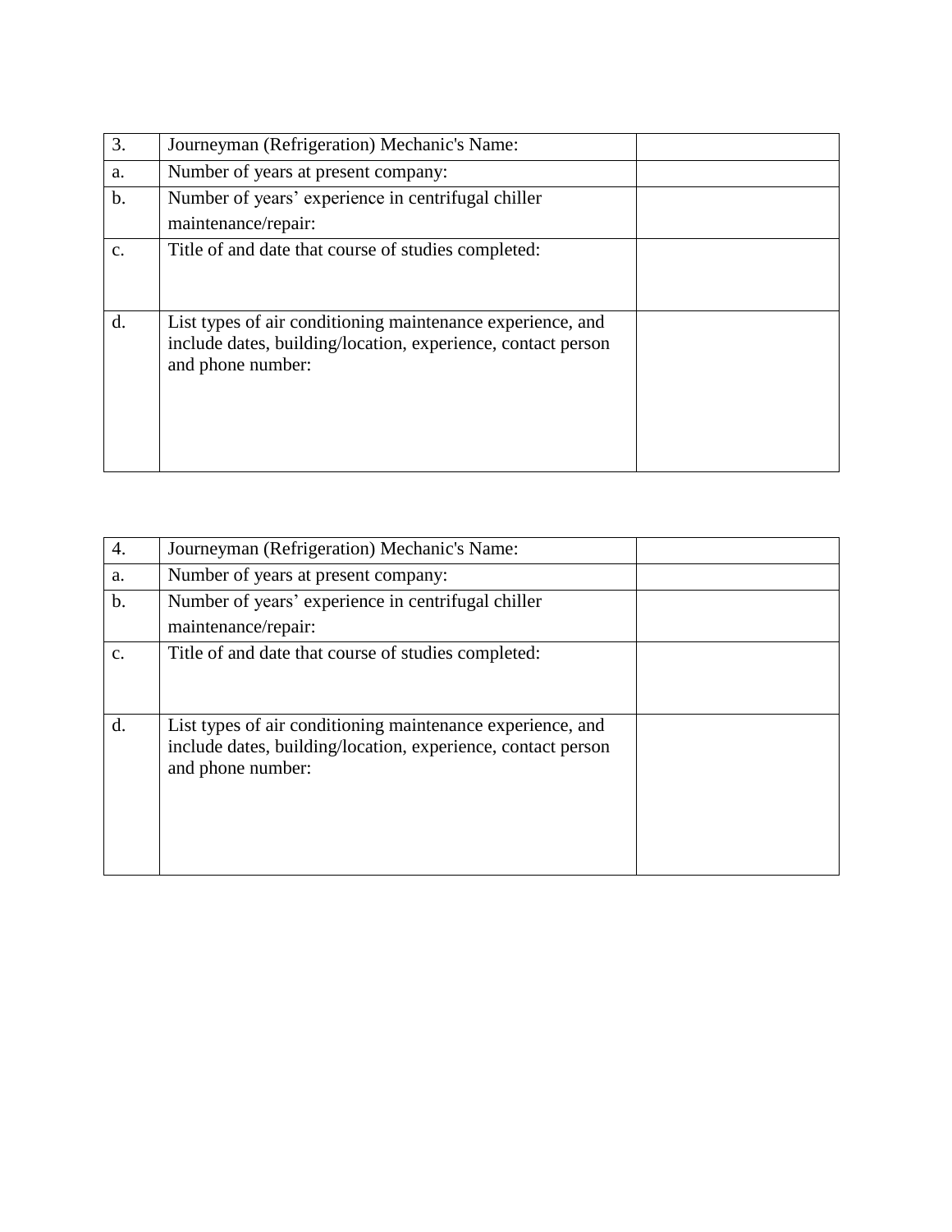| 3. | Journeyman (Refrigeration) Mechanic's Name: | |
|---|---|---|
| a. | Number of years at present company: | |
| b. | Number of years' experience in centrifugal chiller maintenance/repair: | |
| c. | Title of and date that course of studies completed: | |
| d. | List types of air conditioning maintenance experience, and include dates, building/location, experience, contact person and phone number: | |

| 4. | Journeyman (Refrigeration) Mechanic's Name: | |
|---|---|---|
| a. | Number of years at present company: | |
| b. | Number of years' experience in centrifugal chiller maintenance/repair: | |
| c. | Title of and date that course of studies completed: | |
| d. | List types of air conditioning maintenance experience, and include dates, building/location, experience, contact person and phone number: | |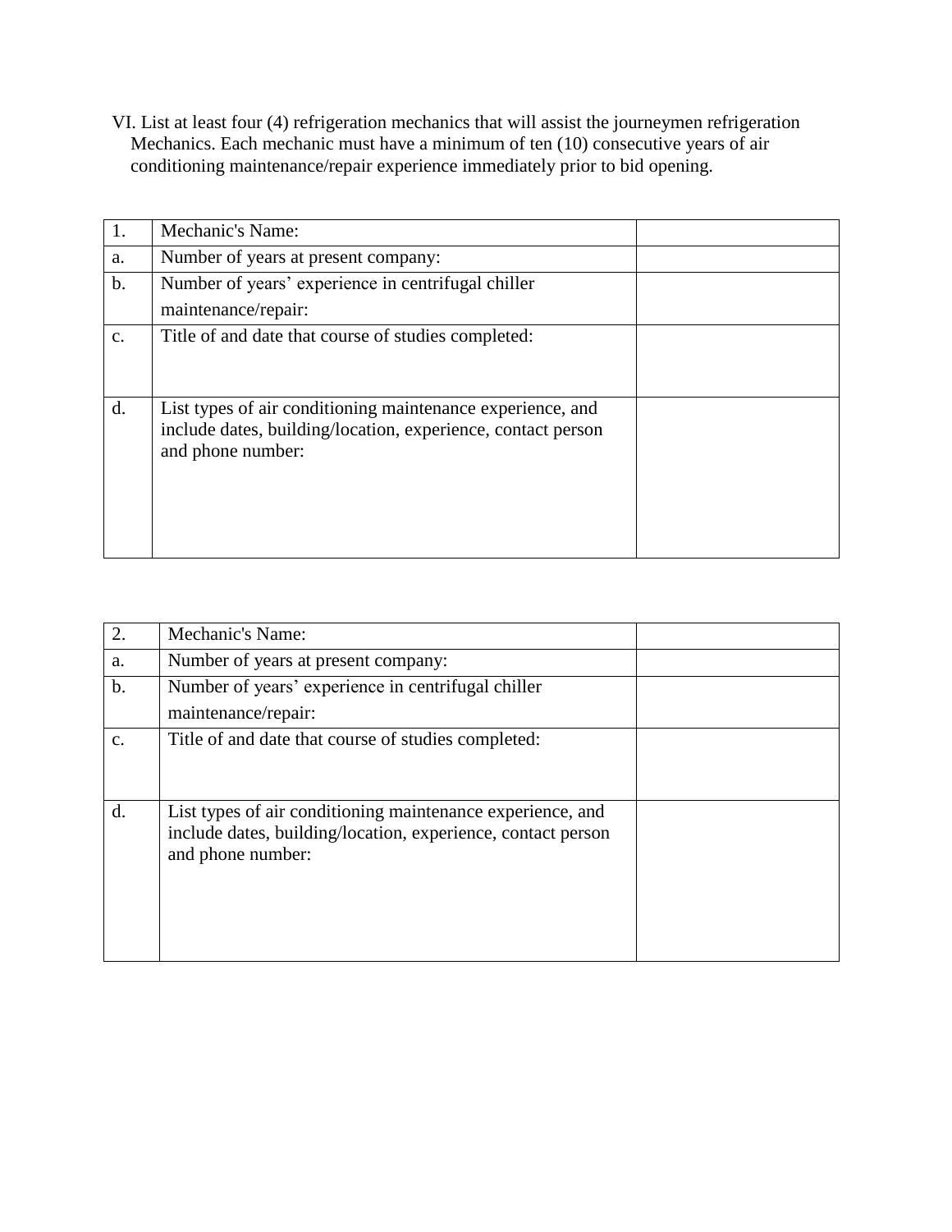VI. List at least four (4) refrigeration mechanics that will assist the journeymen refrigeration Mechanics. Each mechanic must have a minimum of ten (10) consecutive years of air conditioning maintenance/repair experience immediately prior to bid opening.

| 1. | Mechanic's Name: | |
|---|---|---|
| a. | Number of years at present company: | |
| b. | Number of years' experience in centrifugal chiller maintenance/repair: | |
| c. | Title of and date that course of studies completed: | |
| d. | List types of air conditioning maintenance experience, and include dates, building/location, experience, contact person and phone number: | |

| 2. | Mechanic's Name: | |
|---|---|---|
| a. | Number of years at present company: | |
| b. | Number of years' experience in centrifugal chiller maintenance/repair: | |
| c. | Title of and date that course of studies completed: | |
| d. | List types of air conditioning maintenance experience, and include dates, building/location, experience, contact person and phone number: | |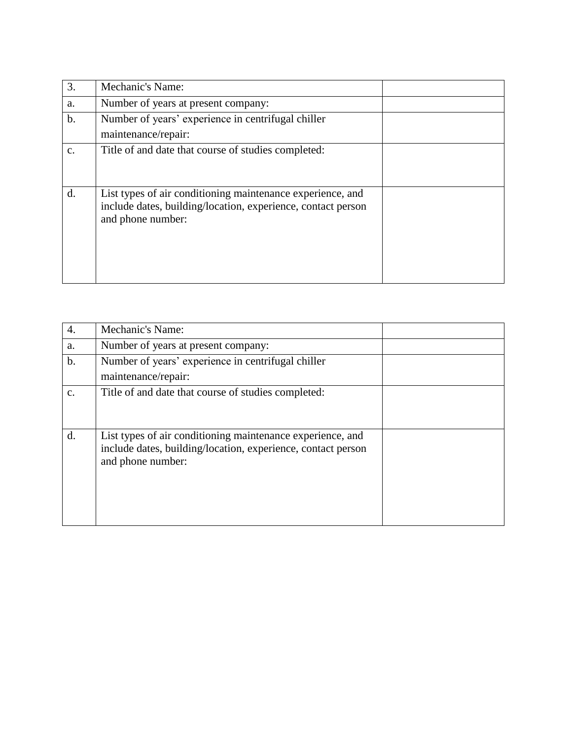| | | |
|---|---|---|
| 3. | Mechanic's Name: | |
| a. | Number of years at present company: | |
| b. | Number of years' experience in centrifugal chiller maintenance/repair: | |
| c. | Title of and date that course of studies completed: | |
| d. | List types of air conditioning maintenance experience, and include dates, building/location, experience, contact person and phone number: | |

| | | |
|---|---|---|
| 4. | Mechanic's Name: | |
| a. | Number of years at present company: | |
| b. | Number of years' experience in centrifugal chiller maintenance/repair: | |
| c. | Title of and date that course of studies completed: | |
| d. | List types of air conditioning maintenance experience, and include dates, building/location, experience, contact person and phone number: | |